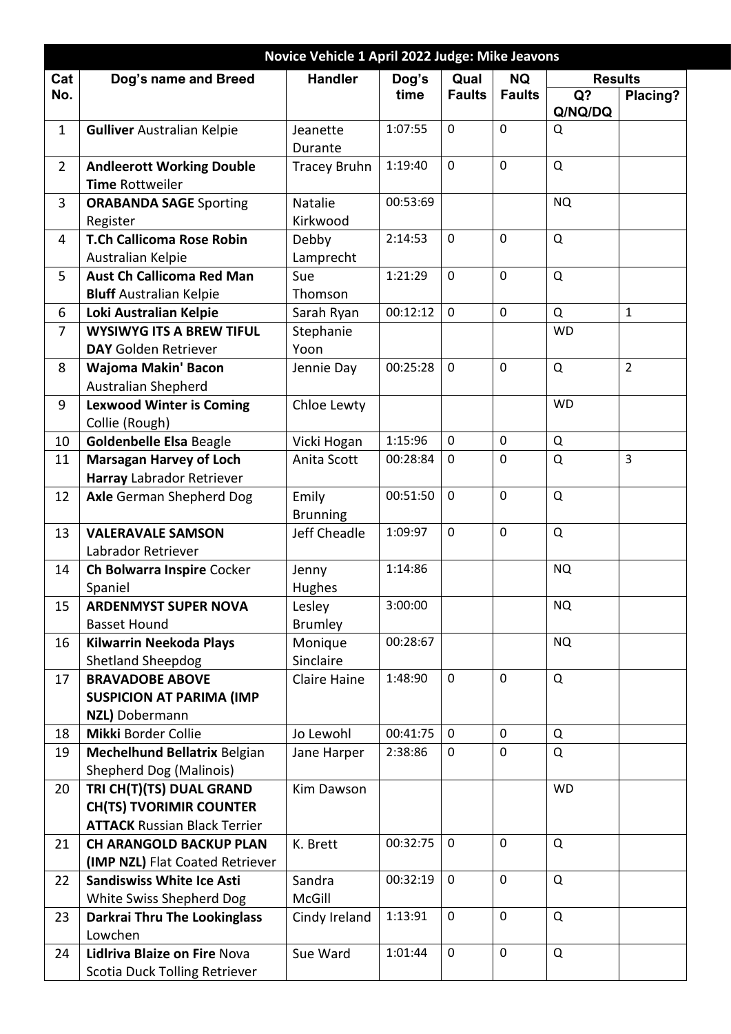| Novice Vehicle 1 April 2022 Judge: Mike Jeavons | | | | | | | |
|---|---|---|---|---|---|---|---|
| Cat No. | Dog's name and Breed | Handler | Dog's time | Qual Faults | NQ Faults | Results | |
| | | | | | | Q? Q/NQ/DQ | Placing? |
| 1 | **Gulliver** Australian Kelpie | Jeanette Durante | 1:07:55 | 0 | 0 | Q | |
| 2 | **Andleerott Working Double Time** Rottweiler | Tracey Bruhn | 1:19:40 | 0 | 0 | Q | |
| 3 | **ORABANDA SAGE** Sporting Register | Natalie Kirkwood | 00:53:69 | | | NQ | |
| 4 | **T.Ch Callicoma Rose Robin** Australian Kelpie | Debby Lamprecht | 2:14:53 | 0 | 0 | Q | |
| 5 | **Aust Ch Callicoma Red Man Bluff** Australian Kelpie | Sue Thomson | 1:21:29 | 0 | 0 | Q | |
| 6 | **Loki Australian Kelpie** | Sarah Ryan | 00:12:12 | 0 | 0 | Q | 1 |
| 7 | **WYSIWYG ITS A BREW TIFUL DAY** Golden Retriever | Stephanie Yoon | | | | WD | |
| 8 | **Wajoma Makin' Bacon** Australian Shepherd | Jennie Day | 00:25:28 | 0 | 0 | Q | 2 |
| 9 | **Lexwood Winter is Coming** Collie (Rough) | Chloe Lewty | | | | WD | |
| 10 | **Goldenbelle Elsa** Beagle | Vicki Hogan | 1:15:96 | 0 | 0 | Q | |
| 11 | **Marsagan Harvey of Loch Harray** Labrador Retriever | Anita Scott | 00:28:84 | 0 | 0 | Q | 3 |
| 12 | **Axle** German Shepherd Dog | Emily Brunning | 00:51:50 | 0 | 0 | Q | |
| 13 | **VALERAVALE SAMSON** Labrador Retriever | Jeff Cheadle | 1:09:97 | 0 | 0 | Q | |
| 14 | **Ch Bolwarra Inspire** Cocker Spaniel | Jenny Hughes | 1:14:86 | | | NQ | |
| 15 | **ARDENMYST SUPER NOVA** Basset Hound | Lesley Brumley | 3:00:00 | | | NQ | |
| 16 | **Kilwarrin Neekoda Plays** Shetland Sheepdog | Monique Sinclaire | 00:28:67 | | | NQ | |
| 17 | **BRAVADOBE ABOVE SUSPICION AT PARIMA (IMP NZL)** Dobermann | Claire Haine | 1:48:90 | 0 | 0 | Q | |
| 18 | **Mikki** Border Collie | Jo Lewohl | 00:41:75 | 0 | 0 | Q | |
| 19 | **Mechelhund Bellatrix** Belgian Shepherd Dog (Malinois) | Jane Harper | 2:38:86 | 0 | 0 | Q | |
| 20 | **TRI CH(T)(TS) DUAL GRAND CH(TS) TVORIMIR COUNTER ATTACK** Russian Black Terrier | Kim Dawson | | | | WD | |
| 21 | **CH ARANGOLD BACKUP PLAN (IMP NZL)** Flat Coated Retriever | K. Brett | 00:32:75 | 0 | 0 | Q | |
| 22 | **Sandiswiss White Ice Asti** White Swiss Shepherd Dog | Sandra McGill | 00:32:19 | 0 | 0 | Q | |
| 23 | **Darkrai Thru The Lookinglass** Lowchen | Cindy Ireland | 1:13:91 | 0 | 0 | Q | |
| 24 | **Lidlriva Blaize on Fire** Nova Scotia Duck Tolling Retriever | Sue Ward | 1:01:44 | 0 | 0 | Q | |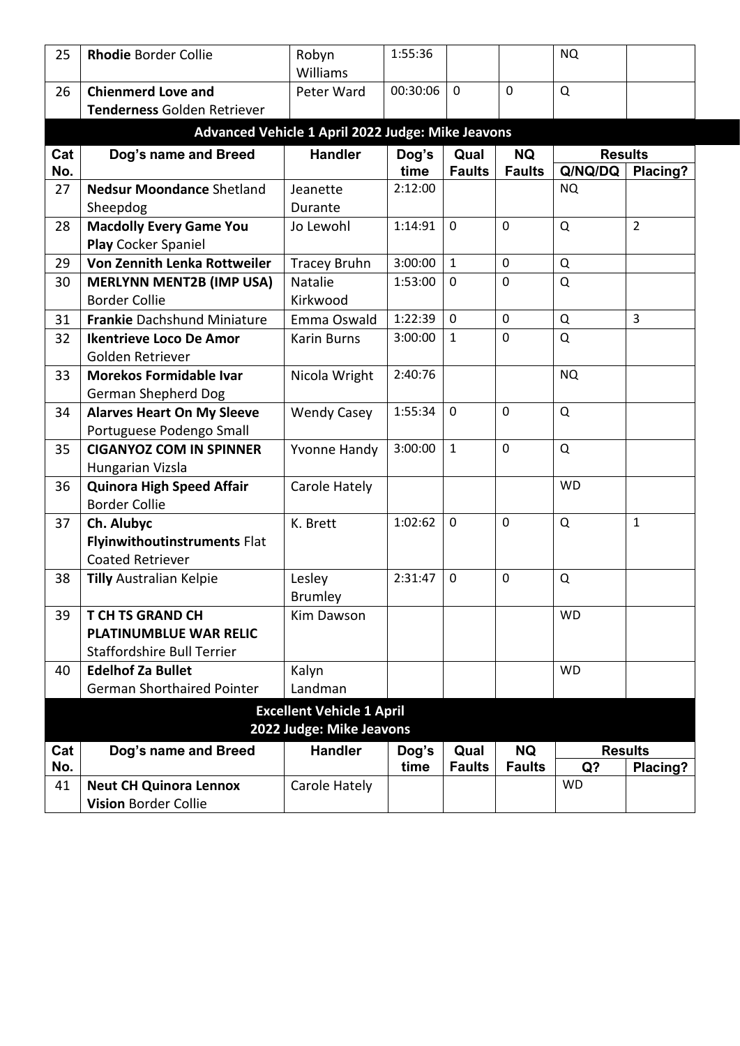| | | | | | | | |
|---|---|---|---|---|---|---|---|
| 25 | **Rhodie** Border Collie | Robyn Williams | 1:55:36 | | | NQ | |
| 26 | **Chienmerd Love and Tenderness** Golden Retriever | Peter Ward | 00:30:06 | 0 | 0 | Q | |

## Advanced Vehicle 1 April 2022 Judge: Mike Jeavons

| Cat No. | Dog's name and Breed | Handler | Dog's time | Qual Faults | NQ Faults | Results Q/NQ/DQ | Results Placing? |
|---|---|---|---|---|---|---|---|
| 27 | **Nedsur Moondance** Shetland Sheepdog | Jeanette Durante | 2:12:00 | | | NQ | |
| 28 | **Macdolly Every Game You Play** Cocker Spaniel | Jo Lewohl | 1:14:91 | 0 | 0 | Q | 2 |
| 29 | **Von Zennith Lenka Rottweiler** | Tracey Bruhn | 3:00:00 | 1 | 0 | Q | |
| 30 | **MERLYNN MENT2B (IMP USA)** Border Collie | Natalie Kirkwood | 1:53:00 | 0 | 0 | Q | |
| 31 | **Frankie** Dachshund Miniature | Emma Oswald | 1:22:39 | 0 | 0 | Q | 3 |
| 32 | **Ikentrieve Loco De Amor** Golden Retriever | Karin Burns | 3:00:00 | 1 | 0 | Q | |
| 33 | **Morekos Formidable Ivar** German Shepherd Dog | Nicola Wright | 2:40:76 | | | NQ | |
| 34 | **Alarves Heart On My Sleeve** Portuguese Podengo Small | Wendy Casey | 1:55:34 | 0 | 0 | Q | |
| 35 | **CIGANYOZ COM IN SPINNER** Hungarian Vizsla | Yvonne Handy | 3:00:00 | 1 | 0 | Q | |
| 36 | **Quinora High Speed Affair** Border Collie | Carole Hately | | | | WD | |
| 37 | **Ch. Alubyc Flyinwithoutinstruments** Flat Coated Retriever | K. Brett | 1:02:62 | 0 | 0 | Q | 1 |
| 38 | **Tilly** Australian Kelpie | Lesley Brumley | 2:31:47 | 0 | 0 | Q | |
| 39 | **T CH TS GRAND CH PLATINUMBLUE WAR RELIC** Staffordshire Bull Terrier | Kim Dawson | | | | WD | |
| 40 | **Edelhof Za Bullet** German Shorthaired Pointer | Kalyn Landman | | | | WD | |

## Excellent Vehicle 1 April 2022 Judge: Mike Jeavons

| Cat No. | Dog's name and Breed | Handler | Dog's time | Qual Faults | NQ Faults | Results Q? | Results Placing? |
|---|---|---|---|---|---|---|---|
| 41 | **Neut CH Quinora Lennox Vision** Border Collie | Carole Hately | | | | WD | |